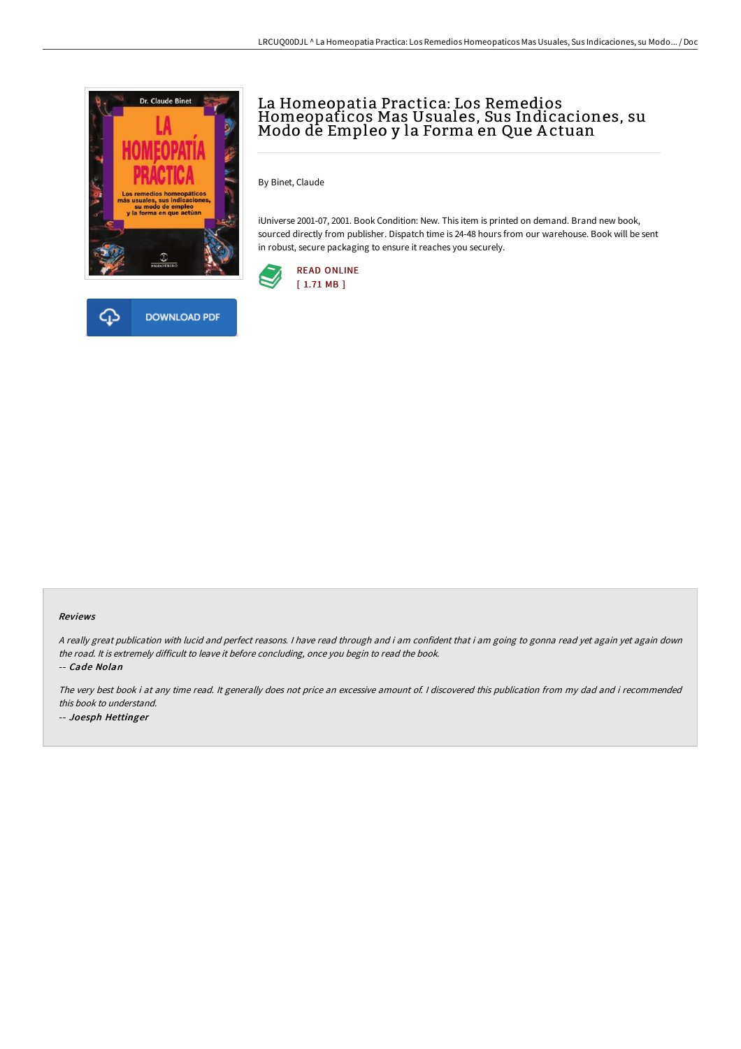# La Homeopatia Practica: Los Remedios Homeopaticos Mas Usuales, Sus Indicaciones, su Modo de Empleo y la Forma en Que Actuan

By Binet, Claude

iUniverse 2001-07, 2001. Book Condition: New. This item is printed on demand. Brand new book, sourced directly from publisher. Dispatch time is 24-48 hours from our warehouse. Book will be sent in robust, secure packaging to ensure it reaches you securely.

READ ONLINE
[ 1.71 MB ]

DOWNLOAD PDF

### Reviews

*A really great publication with lucid and perfect reasons. I have read through and i am confident that i am going to gonna read yet again yet again down the road. It is extremely difficult to leave it before concluding, once you begin to read the book.*

-- ***Cade Nolan***

*The very best book i at any time read. It generally does not price an excessive amount of. I discovered this publication from my dad and i recommended this book to understand.*

-- ***Joesph Hettinger***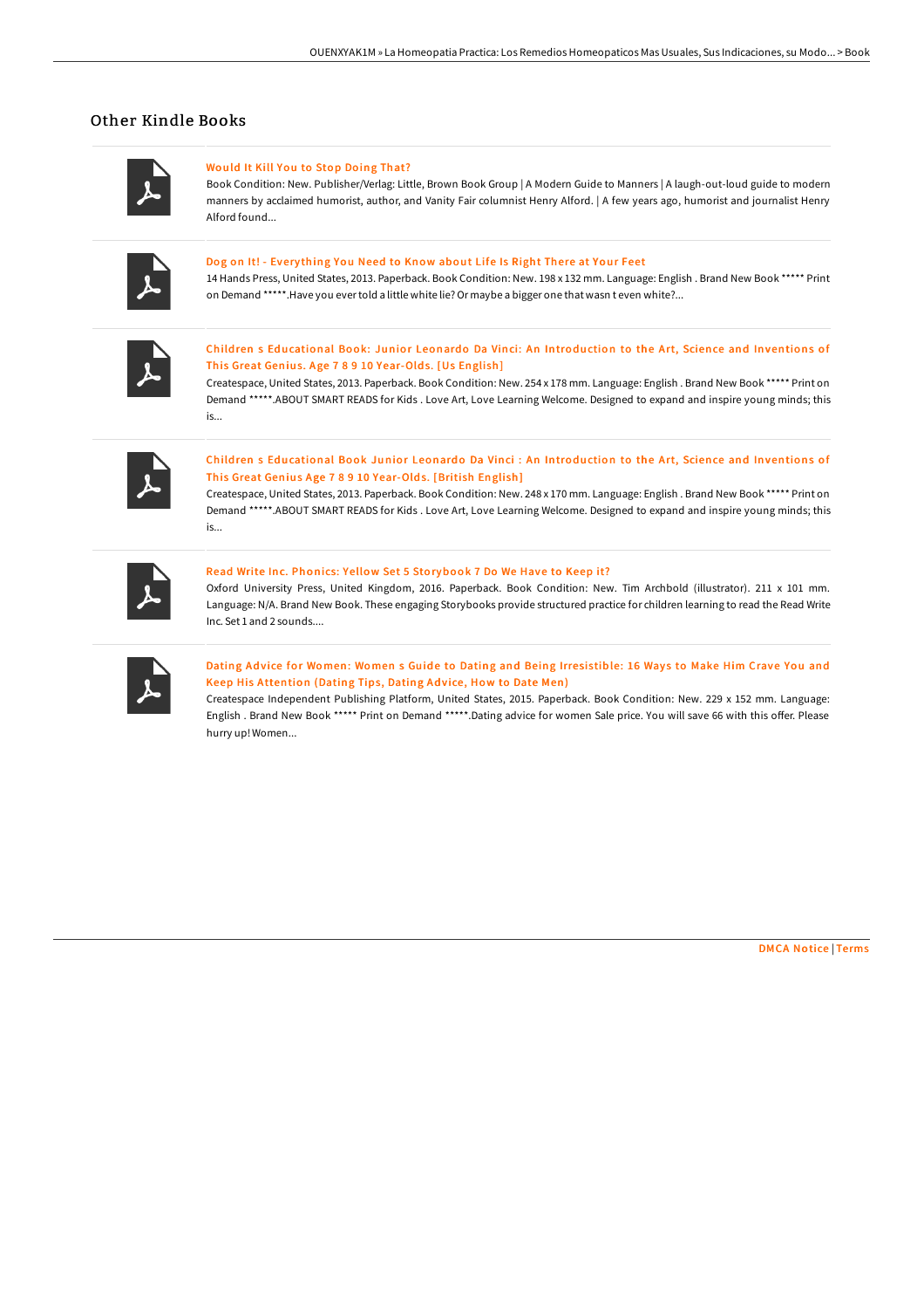## Other Kindle Books

### Would It Kill You to Stop Doing That?

Book Condition: New. Publisher/Verlag: Little, Brown Book Group | A Modern Guide to Manners | A laugh-out-loud guide to modern manners by acclaimed humorist, author, and Vanity Fair columnist Henry Alford. | A few years ago, humorist and journalist Henry Alford found...

### Dog on It! - Everything You Need to Know about Life Is Right There at Your Feet

14 Hands Press, United States, 2013. Paperback. Book Condition: New. 198 x 132 mm. Language: English . Brand New Book ***** Print on Demand *****.Have you ever told a little white lie? Or maybe a bigger one that wasn t even white?...

### Children s Educational Book: Junior Leonardo Da Vinci: An Introduction to the Art, Science and Inventions of This Great Genius. Age 7 8 9 10 Year-Olds. [Us English]

Createspace, United States, 2013. Paperback. Book Condition: New. 254 x 178 mm. Language: English . Brand New Book ***** Print on Demand *****.ABOUT SMART READS for Kids . Love Art, Love Learning Welcome. Designed to expand and inspire young minds; this is...

### Children s Educational Book Junior Leonardo Da Vinci : An Introduction to the Art, Science and Inventions of This Great Genius Age 7 8 9 10 Year-Olds. [British English]

Createspace, United States, 2013. Paperback. Book Condition: New. 248 x 170 mm. Language: English . Brand New Book ***** Print on Demand *****.ABOUT SMART READS for Kids . Love Art, Love Learning Welcome. Designed to expand and inspire young minds; this is...

### Read Write Inc. Phonics: Yellow Set 5 Storybook 7 Do We Have to Keep it?

Oxford University Press, United Kingdom, 2016. Paperback. Book Condition: New. Tim Archbold (illustrator). 211 x 101 mm. Language: N/A. Brand New Book. These engaging Storybooks provide structured practice for children learning to read the Read Write Inc. Set 1 and 2 sounds....

### Dating Advice for Women: Women s Guide to Dating and Being Irresistible: 16 Ways to Make Him Crave You and Keep His Attention (Dating Tips, Dating Advice, How to Date Men)

Createspace Independent Publishing Platform, United States, 2015. Paperback. Book Condition: New. 229 x 152 mm. Language: English . Brand New Book ***** Print on Demand *****.Dating advice for women Sale price. You will save 66 with this offer. Please hurry up! Women...